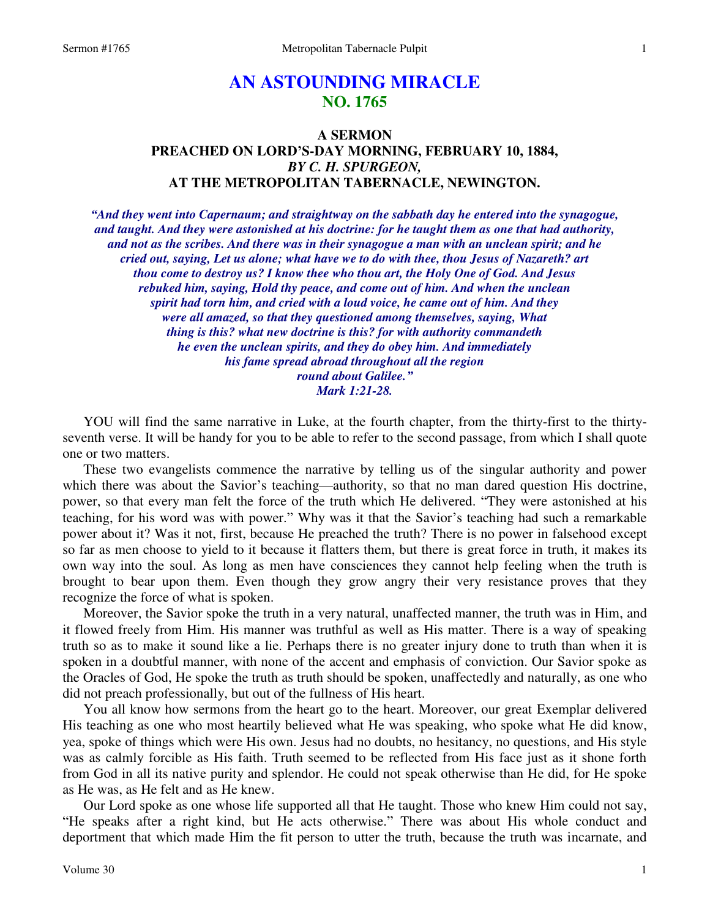# AN ASTOUNDING MIRACLE
## NO. 1765

### A SERMON
### PREACHED ON LORD'S-DAY MORNING, FEBRUARY 10, 1884,
### *BY C. H. SPURGEON,*
### AT THE METROPOLITAN TABERNACLE, NEWINGTON.

*"And they went into Capernaum; and straightway on the sabbath day he entered into the synagogue, and taught. And they were astonished at his doctrine: for he taught them as one that had authority, and not as the scribes. And there was in their synagogue a man with an unclean spirit; and he cried out, saying, Let us alone; what have we to do with thee, thou Jesus of Nazareth? art thou come to destroy us? I know thee who thou art, the Holy One of God. And Jesus rebuked him, saying, Hold thy peace, and come out of him. And when the unclean spirit had torn him, and cried with a loud voice, he came out of him. And they were all amazed, so that they questioned among themselves, saying, What thing is this? what new doctrine is this? for with authority commandeth he even the unclean spirits, and they do obey him. And immediately his fame spread abroad throughout all the region round about Galilee."*
*Mark 1:21-28.*

YOU will find the same narrative in Luke, at the fourth chapter, from the thirty-first to the thirty-seventh verse. It will be handy for you to be able to refer to the second passage, from which I shall quote one or two matters.

These two evangelists commence the narrative by telling us of the singular authority and power which there was about the Savior's teaching—authority, so that no man dared question His doctrine, power, so that every man felt the force of the truth which He delivered. "They were astonished at his teaching, for his word was with power." Why was it that the Savior's teaching had such a remarkable power about it? Was it not, first, because He preached the truth? There is no power in falsehood except so far as men choose to yield to it because it flatters them, but there is great force in truth, it makes its own way into the soul. As long as men have consciences they cannot help feeling when the truth is brought to bear upon them. Even though they grow angry their very resistance proves that they recognize the force of what is spoken.

Moreover, the Savior spoke the truth in a very natural, unaffected manner, the truth was in Him, and it flowed freely from Him. His manner was truthful as well as His matter. There is a way of speaking truth so as to make it sound like a lie. Perhaps there is no greater injury done to truth than when it is spoken in a doubtful manner, with none of the accent and emphasis of conviction. Our Savior spoke as the Oracles of God, He spoke the truth as truth should be spoken, unaffectedly and naturally, as one who did not preach professionally, but out of the fullness of His heart.

You all know how sermons from the heart go to the heart. Moreover, our great Exemplar delivered His teaching as one who most heartily believed what He was speaking, who spoke what He did know, yea, spoke of things which were His own. Jesus had no doubts, no hesitancy, no questions, and His style was as calmly forcible as His faith. Truth seemed to be reflected from His face just as it shone forth from God in all its native purity and splendor. He could not speak otherwise than He did, for He spoke as He was, as He felt and as He knew.

Our Lord spoke as one whose life supported all that He taught. Those who knew Him could not say, "He speaks after a right kind, but He acts otherwise." There was about His whole conduct and deportment that which made Him the fit person to utter the truth, because the truth was incarnate, and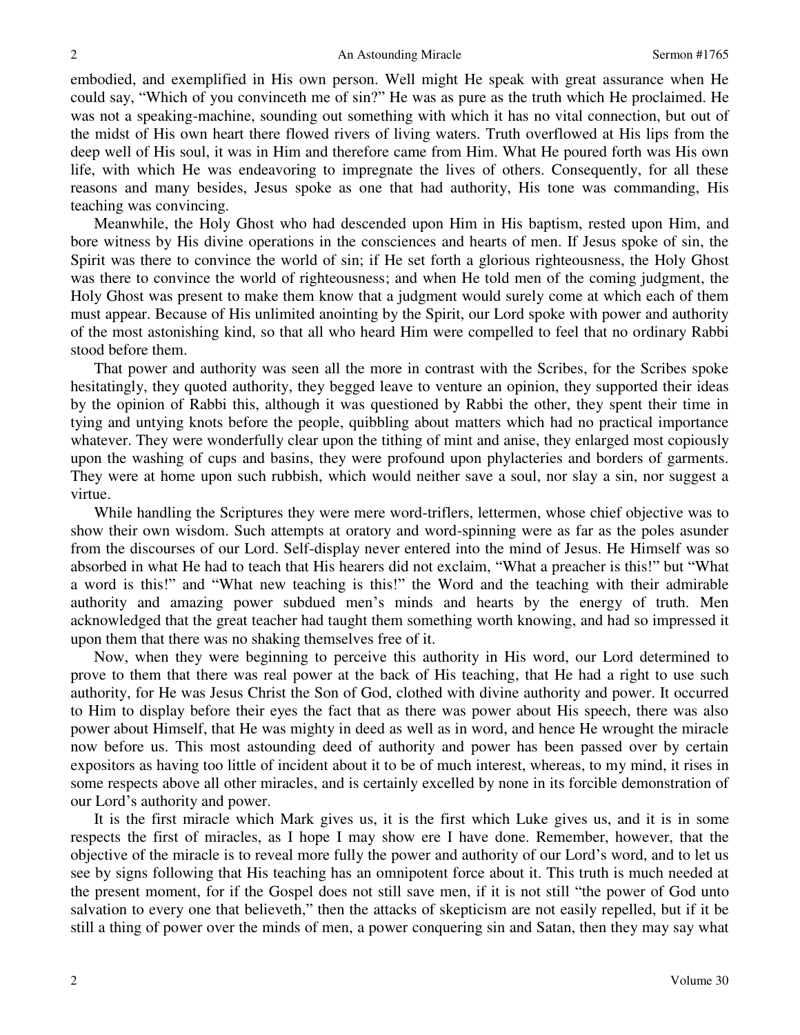embodied, and exemplified in His own person. Well might He speak with great assurance when He could say, "Which of you convinceth me of sin?" He was as pure as the truth which He proclaimed. He was not a speaking-machine, sounding out something with which it has no vital connection, but out of the midst of His own heart there flowed rivers of living waters. Truth overflowed at His lips from the deep well of His soul, it was in Him and therefore came from Him. What He poured forth was His own life, with which He was endeavoring to impregnate the lives of others. Consequently, for all these reasons and many besides, Jesus spoke as one that had authority, His tone was commanding, His teaching was convincing.

Meanwhile, the Holy Ghost who had descended upon Him in His baptism, rested upon Him, and bore witness by His divine operations in the consciences and hearts of men. If Jesus spoke of sin, the Spirit was there to convince the world of sin; if He set forth a glorious righteousness, the Holy Ghost was there to convince the world of righteousness; and when He told men of the coming judgment, the Holy Ghost was present to make them know that a judgment would surely come at which each of them must appear. Because of His unlimited anointing by the Spirit, our Lord spoke with power and authority of the most astonishing kind, so that all who heard Him were compelled to feel that no ordinary Rabbi stood before them.

That power and authority was seen all the more in contrast with the Scribes, for the Scribes spoke hesitatingly, they quoted authority, they begged leave to venture an opinion, they supported their ideas by the opinion of Rabbi this, although it was questioned by Rabbi the other, they spent their time in tying and untying knots before the people, quibbling about matters which had no practical importance whatever. They were wonderfully clear upon the tithing of mint and anise, they enlarged most copiously upon the washing of cups and basins, they were profound upon phylacteries and borders of garments. They were at home upon such rubbish, which would neither save a soul, nor slay a sin, nor suggest a virtue.

While handling the Scriptures they were mere word-triflers, lettermen, whose chief objective was to show their own wisdom. Such attempts at oratory and word-spinning were as far as the poles asunder from the discourses of our Lord. Self-display never entered into the mind of Jesus. He Himself was so absorbed in what He had to teach that His hearers did not exclaim, "What a preacher is this!" but "What a word is this!" and "What new teaching is this!" the Word and the teaching with their admirable authority and amazing power subdued men's minds and hearts by the energy of truth. Men acknowledged that the great teacher had taught them something worth knowing, and had so impressed it upon them that there was no shaking themselves free of it.

Now, when they were beginning to perceive this authority in His word, our Lord determined to prove to them that there was real power at the back of His teaching, that He had a right to use such authority, for He was Jesus Christ the Son of God, clothed with divine authority and power. It occurred to Him to display before their eyes the fact that as there was power about His speech, there was also power about Himself, that He was mighty in deed as well as in word, and hence He wrought the miracle now before us. This most astounding deed of authority and power has been passed over by certain expositors as having too little of incident about it to be of much interest, whereas, to my mind, it rises in some respects above all other miracles, and is certainly excelled by none in its forcible demonstration of our Lord's authority and power.

It is the first miracle which Mark gives us, it is the first which Luke gives us, and it is in some respects the first of miracles, as I hope I may show ere I have done. Remember, however, that the objective of the miracle is to reveal more fully the power and authority of our Lord's word, and to let us see by signs following that His teaching has an omnipotent force about it. This truth is much needed at the present moment, for if the Gospel does not still save men, if it is not still "the power of God unto salvation to every one that believeth," then the attacks of skepticism are not easily repelled, but if it be still a thing of power over the minds of men, a power conquering sin and Satan, then they may say what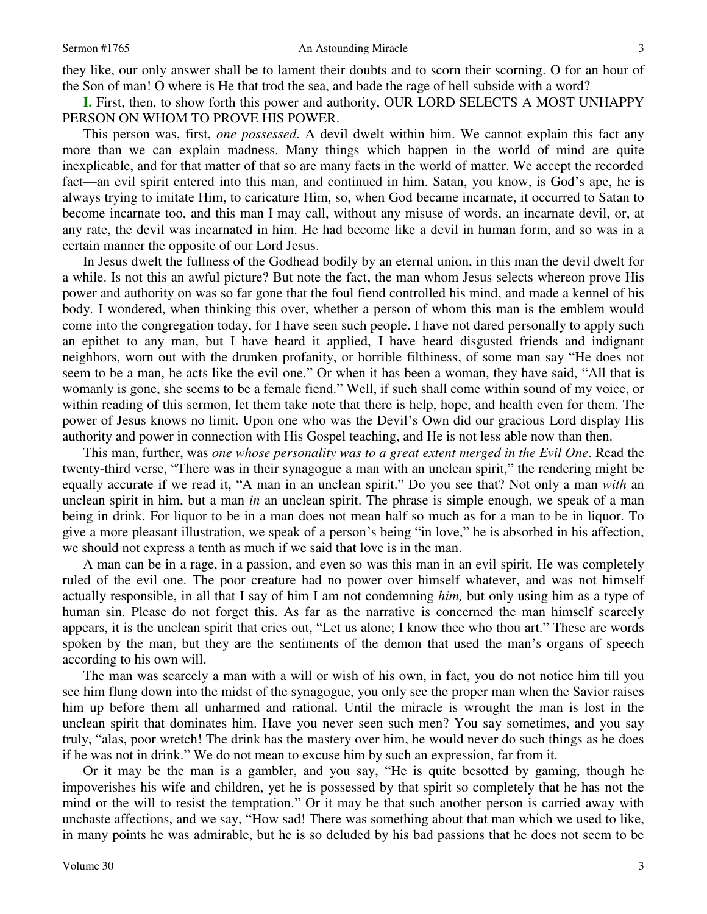they like, our only answer shall be to lament their doubts and to scorn their scorning. O for an hour of the Son of man! O where is He that trod the sea, and bade the rage of hell subside with a word?

**I.** First, then, to show forth this power and authority, OUR LORD SELECTS A MOST UNHAPPY PERSON ON WHOM TO PROVE HIS POWER.

This person was, first, *one possessed*. A devil dwelt within him. We cannot explain this fact any more than we can explain madness. Many things which happen in the world of mind are quite inexplicable, and for that matter of that so are many facts in the world of matter. We accept the recorded fact—an evil spirit entered into this man, and continued in him. Satan, you know, is God's ape, he is always trying to imitate Him, to caricature Him, so, when God became incarnate, it occurred to Satan to become incarnate too, and this man I may call, without any misuse of words, an incarnate devil, or, at any rate, the devil was incarnated in him. He had become like a devil in human form, and so was in a certain manner the opposite of our Lord Jesus.

In Jesus dwelt the fullness of the Godhead bodily by an eternal union, in this man the devil dwelt for a while. Is not this an awful picture? But note the fact, the man whom Jesus selects whereon prove His power and authority on was so far gone that the foul fiend controlled his mind, and made a kennel of his body. I wondered, when thinking this over, whether a person of whom this man is the emblem would come into the congregation today, for I have seen such people. I have not dared personally to apply such an epithet to any man, but I have heard it applied, I have heard disgusted friends and indignant neighbors, worn out with the drunken profanity, or horrible filthiness, of some man say "He does not seem to be a man, he acts like the evil one." Or when it has been a woman, they have said, "All that is womanly is gone, she seems to be a female fiend." Well, if such shall come within sound of my voice, or within reading of this sermon, let them take note that there is help, hope, and health even for them. The power of Jesus knows no limit. Upon one who was the Devil's Own did our gracious Lord display His authority and power in connection with His Gospel teaching, and He is not less able now than then.

This man, further, was *one whose personality was to a great extent merged in the Evil One*. Read the twenty-third verse, "There was in their synagogue a man with an unclean spirit," the rendering might be equally accurate if we read it, "A man in an unclean spirit." Do you see that? Not only a man *with* an unclean spirit in him, but a man *in* an unclean spirit. The phrase is simple enough, we speak of a man being in drink. For liquor to be in a man does not mean half so much as for a man to be in liquor. To give a more pleasant illustration, we speak of a person's being "in love," he is absorbed in his affection, we should not express a tenth as much if we said that love is in the man.

A man can be in a rage, in a passion, and even so was this man in an evil spirit. He was completely ruled of the evil one. The poor creature had no power over himself whatever, and was not himself actually responsible, in all that I say of him I am not condemning *him,* but only using him as a type of human sin. Please do not forget this. As far as the narrative is concerned the man himself scarcely appears, it is the unclean spirit that cries out, "Let us alone; I know thee who thou art." These are words spoken by the man, but they are the sentiments of the demon that used the man's organs of speech according to his own will.

The man was scarcely a man with a will or wish of his own, in fact, you do not notice him till you see him flung down into the midst of the synagogue, you only see the proper man when the Savior raises him up before them all unharmed and rational. Until the miracle is wrought the man is lost in the unclean spirit that dominates him. Have you never seen such men? You say sometimes, and you say truly, "alas, poor wretch! The drink has the mastery over him, he would never do such things as he does if he was not in drink." We do not mean to excuse him by such an expression, far from it.

Or it may be the man is a gambler, and you say, "He is quite besotted by gaming, though he impoverishes his wife and children, yet he is possessed by that spirit so completely that he has not the mind or the will to resist the temptation." Or it may be that such another person is carried away with unchaste affections, and we say, "How sad! There was something about that man which we used to like, in many points he was admirable, but he is so deluded by his bad passions that he does not seem to be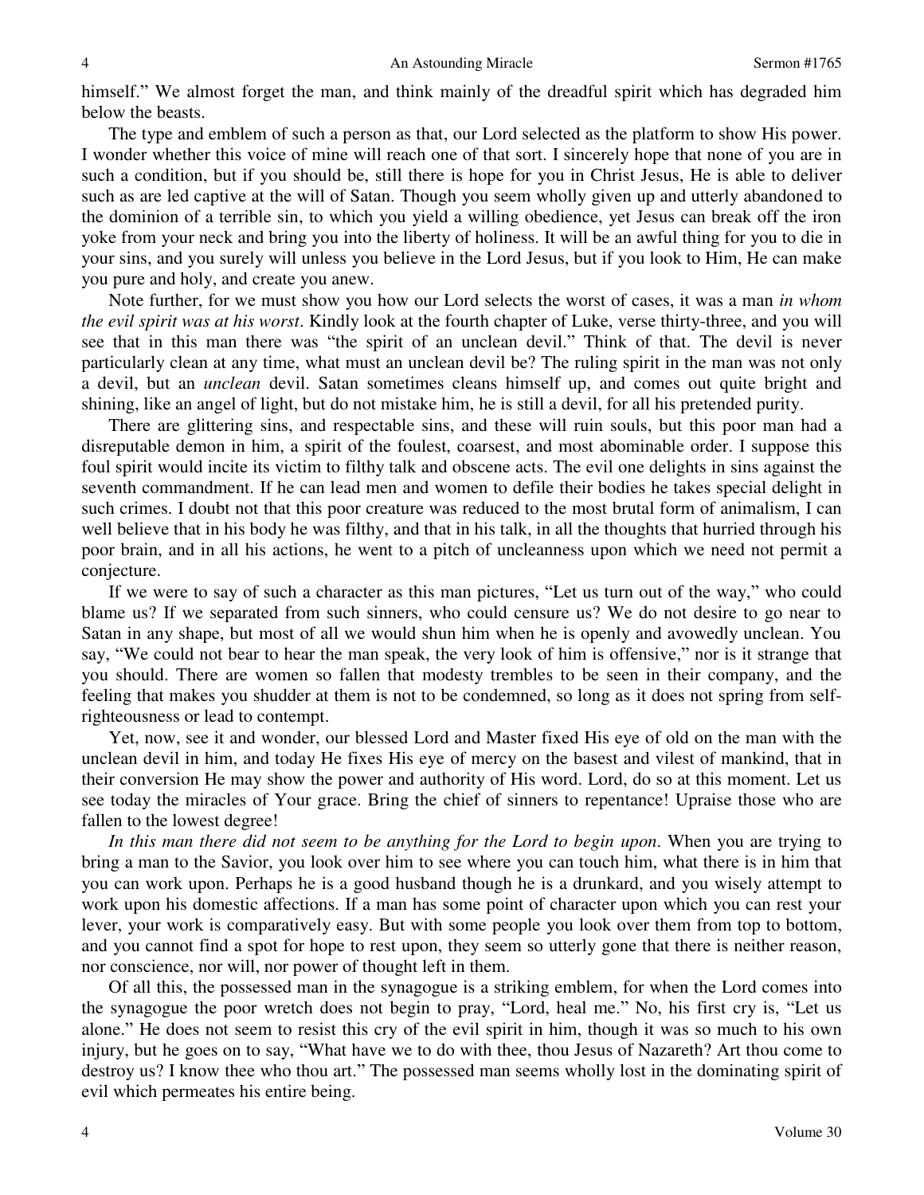himself." We almost forget the man, and think mainly of the dreadful spirit which has degraded him below the beasts.

The type and emblem of such a person as that, our Lord selected as the platform to show His power. I wonder whether this voice of mine will reach one of that sort. I sincerely hope that none of you are in such a condition, but if you should be, still there is hope for you in Christ Jesus, He is able to deliver such as are led captive at the will of Satan. Though you seem wholly given up and utterly abandoned to the dominion of a terrible sin, to which you yield a willing obedience, yet Jesus can break off the iron yoke from your neck and bring you into the liberty of holiness. It will be an awful thing for you to die in your sins, and you surely will unless you believe in the Lord Jesus, but if you look to Him, He can make you pure and holy, and create you anew.

Note further, for we must show you how our Lord selects the worst of cases, it was a man *in whom the evil spirit was at his worst*. Kindly look at the fourth chapter of Luke, verse thirty-three, and you will see that in this man there was "the spirit of an unclean devil." Think of that. The devil is never particularly clean at any time, what must an unclean devil be? The ruling spirit in the man was not only a devil, but an *unclean* devil. Satan sometimes cleans himself up, and comes out quite bright and shining, like an angel of light, but do not mistake him, he is still a devil, for all his pretended purity.

There are glittering sins, and respectable sins, and these will ruin souls, but this poor man had a disreputable demon in him, a spirit of the foulest, coarsest, and most abominable order. I suppose this foul spirit would incite its victim to filthy talk and obscene acts. The evil one delights in sins against the seventh commandment. If he can lead men and women to defile their bodies he takes special delight in such crimes. I doubt not that this poor creature was reduced to the most brutal form of animalism, I can well believe that in his body he was filthy, and that in his talk, in all the thoughts that hurried through his poor brain, and in all his actions, he went to a pitch of uncleanness upon which we need not permit a conjecture.

If we were to say of such a character as this man pictures, "Let us turn out of the way," who could blame us? If we separated from such sinners, who could censure us? We do not desire to go near to Satan in any shape, but most of all we would shun him when he is openly and avowedly unclean. You say, "We could not bear to hear the man speak, the very look of him is offensive," nor is it strange that you should. There are women so fallen that modesty trembles to be seen in their company, and the feeling that makes you shudder at them is not to be condemned, so long as it does not spring from self-righteousness or lead to contempt.

Yet, now, see it and wonder, our blessed Lord and Master fixed His eye of old on the man with the unclean devil in him, and today He fixes His eye of mercy on the basest and vilest of mankind, that in their conversion He may show the power and authority of His word. Lord, do so at this moment. Let us see today the miracles of Your grace. Bring the chief of sinners to repentance! Upraise those who are fallen to the lowest degree!

*In this man there did not seem to be anything for the Lord to begin upon*. When you are trying to bring a man to the Savior, you look over him to see where you can touch him, what there is in him that you can work upon. Perhaps he is a good husband though he is a drunkard, and you wisely attempt to work upon his domestic affections. If a man has some point of character upon which you can rest your lever, your work is comparatively easy. But with some people you look over them from top to bottom, and you cannot find a spot for hope to rest upon, they seem so utterly gone that there is neither reason, nor conscience, nor will, nor power of thought left in them.

Of all this, the possessed man in the synagogue is a striking emblem, for when the Lord comes into the synagogue the poor wretch does not begin to pray, "Lord, heal me." No, his first cry is, "Let us alone." He does not seem to resist this cry of the evil spirit in him, though it was so much to his own injury, but he goes on to say, "What have we to do with thee, thou Jesus of Nazareth? Art thou come to destroy us? I know thee who thou art." The possessed man seems wholly lost in the dominating spirit of evil which permeates his entire being.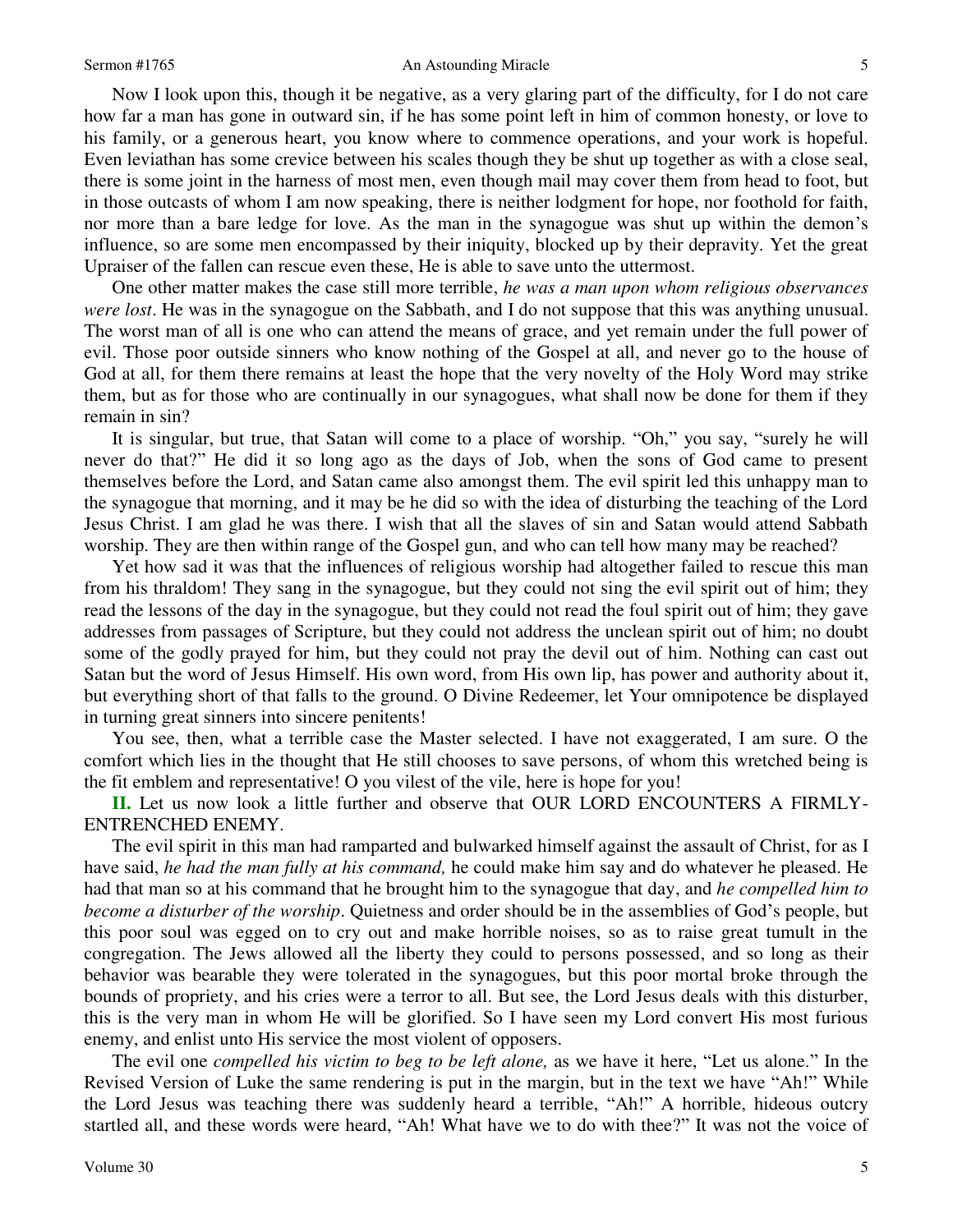Now I look upon this, though it be negative, as a very glaring part of the difficulty, for I do not care how far a man has gone in outward sin, if he has some point left in him of common honesty, or love to his family, or a generous heart, you know where to commence operations, and your work is hopeful. Even leviathan has some crevice between his scales though they be shut up together as with a close seal, there is some joint in the harness of most men, even though mail may cover them from head to foot, but in those outcasts of whom I am now speaking, there is neither lodgment for hope, nor foothold for faith, nor more than a bare ledge for love. As the man in the synagogue was shut up within the demon's influence, so are some men encompassed by their iniquity, blocked up by their depravity. Yet the great Upraiser of the fallen can rescue even these, He is able to save unto the uttermost.

One other matter makes the case still more terrible, *he was a man upon whom religious observances were lost*. He was in the synagogue on the Sabbath, and I do not suppose that this was anything unusual. The worst man of all is one who can attend the means of grace, and yet remain under the full power of evil. Those poor outside sinners who know nothing of the Gospel at all, and never go to the house of God at all, for them there remains at least the hope that the very novelty of the Holy Word may strike them, but as for those who are continually in our synagogues, what shall now be done for them if they remain in sin?

It is singular, but true, that Satan will come to a place of worship. "Oh," you say, "surely he will never do that?" He did it so long ago as the days of Job, when the sons of God came to present themselves before the Lord, and Satan came also amongst them. The evil spirit led this unhappy man to the synagogue that morning, and it may be he did so with the idea of disturbing the teaching of the Lord Jesus Christ. I am glad he was there. I wish that all the slaves of sin and Satan would attend Sabbath worship. They are then within range of the Gospel gun, and who can tell how many may be reached?

Yet how sad it was that the influences of religious worship had altogether failed to rescue this man from his thraldom! They sang in the synagogue, but they could not sing the evil spirit out of him; they read the lessons of the day in the synagogue, but they could not read the foul spirit out of him; they gave addresses from passages of Scripture, but they could not address the unclean spirit out of him; no doubt some of the godly prayed for him, but they could not pray the devil out of him. Nothing can cast out Satan but the word of Jesus Himself. His own word, from His own lip, has power and authority about it, but everything short of that falls to the ground. O Divine Redeemer, let Your omnipotence be displayed in turning great sinners into sincere penitents!

You see, then, what a terrible case the Master selected. I have not exaggerated, I am sure. O the comfort which lies in the thought that He still chooses to save persons, of whom this wretched being is the fit emblem and representative! O you vilest of the vile, here is hope for you!

**II.** Let us now look a little further and observe that OUR LORD ENCOUNTERS A FIRMLY-ENTRENCHED ENEMY.

The evil spirit in this man had ramparted and bulwarked himself against the assault of Christ, for as I have said, *he had the man fully at his command,* he could make him say and do whatever he pleased. He had that man so at his command that he brought him to the synagogue that day, and *he compelled him to become a disturber of the worship*. Quietness and order should be in the assemblies of God's people, but this poor soul was egged on to cry out and make horrible noises, so as to raise great tumult in the congregation. The Jews allowed all the liberty they could to persons possessed, and so long as their behavior was bearable they were tolerated in the synagogues, but this poor mortal broke through the bounds of propriety, and his cries were a terror to all. But see, the Lord Jesus deals with this disturber, this is the very man in whom He will be glorified. So I have seen my Lord convert His most furious enemy, and enlist unto His service the most violent of opposers.

The evil one *compelled his victim to beg to be left alone,* as we have it here, "Let us alone." In the Revised Version of Luke the same rendering is put in the margin, but in the text we have "Ah!" While the Lord Jesus was teaching there was suddenly heard a terrible, "Ah!" A horrible, hideous outcry startled all, and these words were heard, "Ah! What have we to do with thee?" It was not the voice of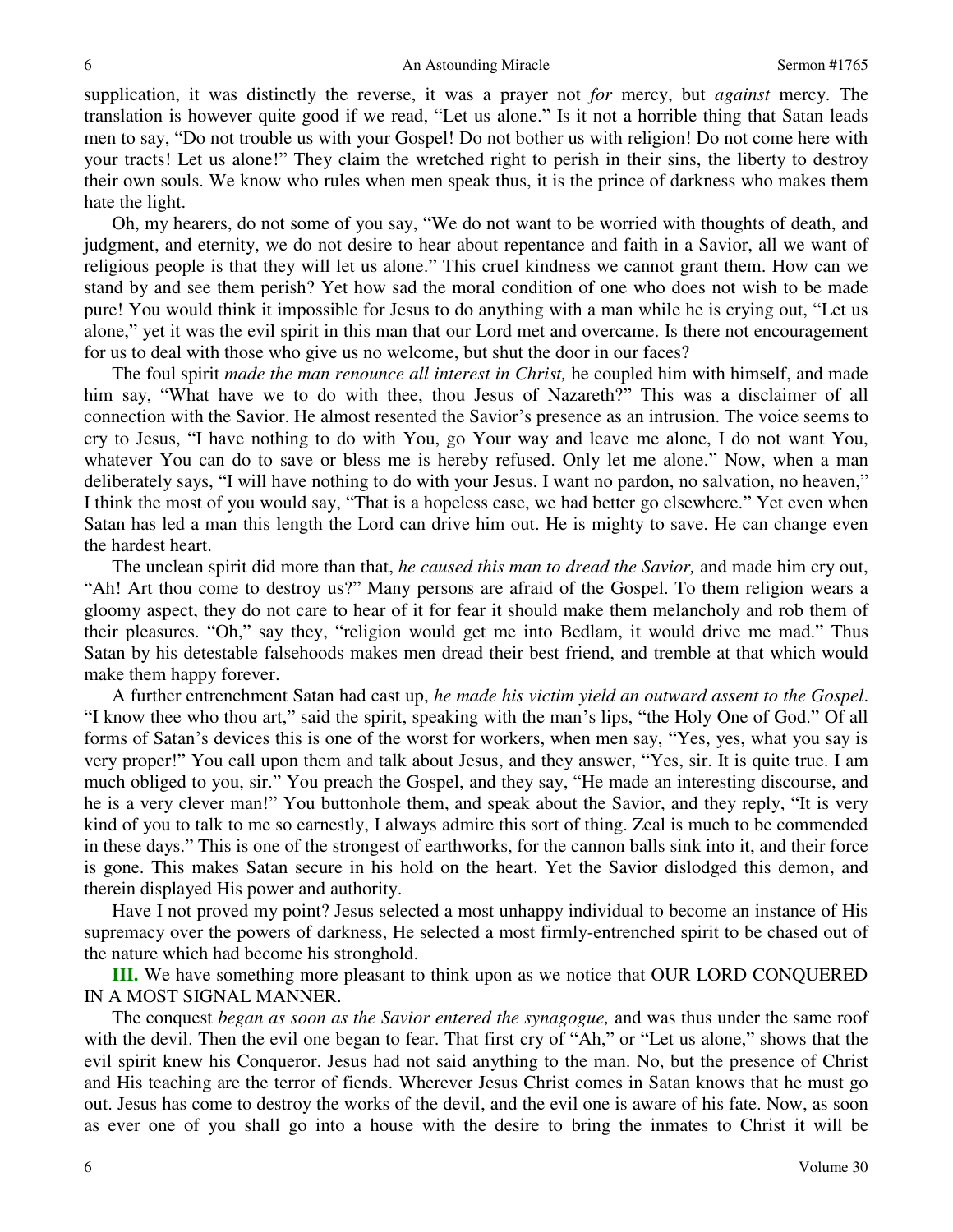supplication, it was distinctly the reverse, it was a prayer not *for* mercy, but *against* mercy. The translation is however quite good if we read, "Let us alone." Is it not a horrible thing that Satan leads men to say, "Do not trouble us with your Gospel! Do not bother us with religion! Do not come here with your tracts! Let us alone!" They claim the wretched right to perish in their sins, the liberty to destroy their own souls. We know who rules when men speak thus, it is the prince of darkness who makes them hate the light.

Oh, my hearers, do not some of you say, "We do not want to be worried with thoughts of death, and judgment, and eternity, we do not desire to hear about repentance and faith in a Savior, all we want of religious people is that they will let us alone." This cruel kindness we cannot grant them. How can we stand by and see them perish? Yet how sad the moral condition of one who does not wish to be made pure! You would think it impossible for Jesus to do anything with a man while he is crying out, "Let us alone," yet it was the evil spirit in this man that our Lord met and overcame. Is there not encouragement for us to deal with those who give us no welcome, but shut the door in our faces?

The foul spirit *made the man renounce all interest in Christ,* he coupled him with himself, and made him say, "What have we to do with thee, thou Jesus of Nazareth?" This was a disclaimer of all connection with the Savior. He almost resented the Savior's presence as an intrusion. The voice seems to cry to Jesus, "I have nothing to do with You, go Your way and leave me alone, I do not want You, whatever You can do to save or bless me is hereby refused. Only let me alone." Now, when a man deliberately says, "I will have nothing to do with your Jesus. I want no pardon, no salvation, no heaven," I think the most of you would say, "That is a hopeless case, we had better go elsewhere." Yet even when Satan has led a man this length the Lord can drive him out. He is mighty to save. He can change even the hardest heart.

The unclean spirit did more than that, *he caused this man to dread the Savior,* and made him cry out, "Ah! Art thou come to destroy us?" Many persons are afraid of the Gospel. To them religion wears a gloomy aspect, they do not care to hear of it for fear it should make them melancholy and rob them of their pleasures. "Oh," say they, "religion would get me into Bedlam, it would drive me mad." Thus Satan by his detestable falsehoods makes men dread their best friend, and tremble at that which would make them happy forever.

A further entrenchment Satan had cast up, *he made his victim yield an outward assent to the Gospel*. "I know thee who thou art," said the spirit, speaking with the man's lips, "the Holy One of God." Of all forms of Satan's devices this is one of the worst for workers, when men say, "Yes, yes, what you say is very proper!" You call upon them and talk about Jesus, and they answer, "Yes, sir. It is quite true. I am much obliged to you, sir." You preach the Gospel, and they say, "He made an interesting discourse, and he is a very clever man!" You buttonhole them, and speak about the Savior, and they reply, "It is very kind of you to talk to me so earnestly, I always admire this sort of thing. Zeal is much to be commended in these days." This is one of the strongest of earthworks, for the cannon balls sink into it, and their force is gone. This makes Satan secure in his hold on the heart. Yet the Savior dislodged this demon, and therein displayed His power and authority.

Have I not proved my point? Jesus selected a most unhappy individual to become an instance of His supremacy over the powers of darkness, He selected a most firmly-entrenched spirit to be chased out of the nature which had become his stronghold.

**III.** We have something more pleasant to think upon as we notice that OUR LORD CONQUERED IN A MOST SIGNAL MANNER.

The conquest *began as soon as the Savior entered the synagogue,* and was thus under the same roof with the devil. Then the evil one began to fear. That first cry of "Ah," or "Let us alone," shows that the evil spirit knew his Conqueror. Jesus had not said anything to the man. No, but the presence of Christ and His teaching are the terror of fiends. Wherever Jesus Christ comes in Satan knows that he must go out. Jesus has come to destroy the works of the devil, and the evil one is aware of his fate. Now, as soon as ever one of you shall go into a house with the desire to bring the inmates to Christ it will be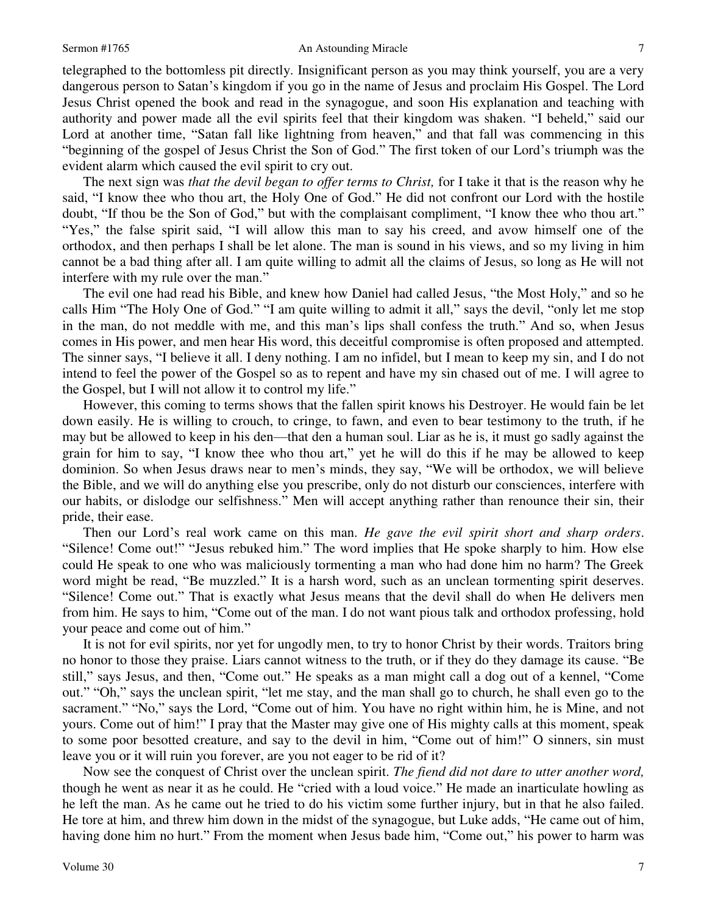telegraphed to the bottomless pit directly. Insignificant person as you may think yourself, you are a very dangerous person to Satan's kingdom if you go in the name of Jesus and proclaim His Gospel. The Lord Jesus Christ opened the book and read in the synagogue, and soon His explanation and teaching with authority and power made all the evil spirits feel that their kingdom was shaken. "I beheld," said our Lord at another time, "Satan fall like lightning from heaven," and that fall was commencing in this "beginning of the gospel of Jesus Christ the Son of God." The first token of our Lord's triumph was the evident alarm which caused the evil spirit to cry out.

The next sign was *that the devil began to offer terms to Christ,* for I take it that is the reason why he said, "I know thee who thou art, the Holy One of God." He did not confront our Lord with the hostile doubt, "If thou be the Son of God," but with the complaisant compliment, "I know thee who thou art." "Yes," the false spirit said, "I will allow this man to say his creed, and avow himself one of the orthodox, and then perhaps I shall be let alone. The man is sound in his views, and so my living in him cannot be a bad thing after all. I am quite willing to admit all the claims of Jesus, so long as He will not interfere with my rule over the man."

The evil one had read his Bible, and knew how Daniel had called Jesus, "the Most Holy," and so he calls Him "The Holy One of God." "I am quite willing to admit it all," says the devil, "only let me stop in the man, do not meddle with me, and this man's lips shall confess the truth." And so, when Jesus comes in His power, and men hear His word, this deceitful compromise is often proposed and attempted. The sinner says, "I believe it all. I deny nothing. I am no infidel, but I mean to keep my sin, and I do not intend to feel the power of the Gospel so as to repent and have my sin chased out of me. I will agree to the Gospel, but I will not allow it to control my life."

However, this coming to terms shows that the fallen spirit knows his Destroyer. He would fain be let down easily. He is willing to crouch, to cringe, to fawn, and even to bear testimony to the truth, if he may but be allowed to keep in his den—that den a human soul. Liar as he is, it must go sadly against the grain for him to say, "I know thee who thou art," yet he will do this if he may be allowed to keep dominion. So when Jesus draws near to men's minds, they say, "We will be orthodox, we will believe the Bible, and we will do anything else you prescribe, only do not disturb our consciences, interfere with our habits, or dislodge our selfishness." Men will accept anything rather than renounce their sin, their pride, their ease.

Then our Lord's real work came on this man. *He gave the evil spirit short and sharp orders*. "Silence! Come out!" "Jesus rebuked him." The word implies that He spoke sharply to him. How else could He speak to one who was maliciously tormenting a man who had done him no harm? The Greek word might be read, "Be muzzled." It is a harsh word, such as an unclean tormenting spirit deserves. "Silence! Come out." That is exactly what Jesus means that the devil shall do when He delivers men from him. He says to him, "Come out of the man. I do not want pious talk and orthodox professing, hold your peace and come out of him."

It is not for evil spirits, nor yet for ungodly men, to try to honor Christ by their words. Traitors bring no honor to those they praise. Liars cannot witness to the truth, or if they do they damage its cause. "Be still," says Jesus, and then, "Come out." He speaks as a man might call a dog out of a kennel, "Come out." "Oh," says the unclean spirit, "let me stay, and the man shall go to church, he shall even go to the sacrament." "No," says the Lord, "Come out of him. You have no right within him, he is Mine, and not yours. Come out of him!" I pray that the Master may give one of His mighty calls at this moment, speak to some poor besotted creature, and say to the devil in him, "Come out of him!" O sinners, sin must leave you or it will ruin you forever, are you not eager to be rid of it?

Now see the conquest of Christ over the unclean spirit. *The fiend did not dare to utter another word,* though he went as near it as he could. He "cried with a loud voice." He made an inarticulate howling as he left the man. As he came out he tried to do his victim some further injury, but in that he also failed. He tore at him, and threw him down in the midst of the synagogue, but Luke adds, "He came out of him, having done him no hurt." From the moment when Jesus bade him, "Come out," his power to harm was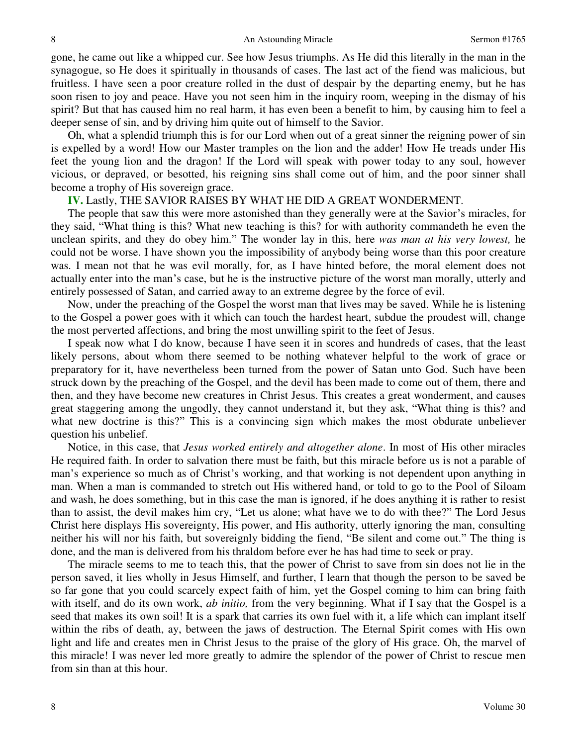gone, he came out like a whipped cur. See how Jesus triumphs. As He did this literally in the man in the synagogue, so He does it spiritually in thousands of cases. The last act of the fiend was malicious, but fruitless. I have seen a poor creature rolled in the dust of despair by the departing enemy, but he has soon risen to joy and peace. Have you not seen him in the inquiry room, weeping in the dismay of his spirit? But that has caused him no real harm, it has even been a benefit to him, by causing him to feel a deeper sense of sin, and by driving him quite out of himself to the Savior.

Oh, what a splendid triumph this is for our Lord when out of a great sinner the reigning power of sin is expelled by a word! How our Master tramples on the lion and the adder! How He treads under His feet the young lion and the dragon! If the Lord will speak with power today to any soul, however vicious, or depraved, or besotted, his reigning sins shall come out of him, and the poor sinner shall become a trophy of His sovereign grace.

**IV.** Lastly, THE SAVIOR RAISES BY WHAT HE DID A GREAT WONDERMENT.

The people that saw this were more astonished than they generally were at the Savior's miracles, for they said, "What thing is this? What new teaching is this? for with authority commandeth he even the unclean spirits, and they do obey him." The wonder lay in this, here *was man at his very lowest,* he could not be worse. I have shown you the impossibility of anybody being worse than this poor creature was. I mean not that he was evil morally, for, as I have hinted before, the moral element does not actually enter into the man's case, but he is the instructive picture of the worst man morally, utterly and entirely possessed of Satan, and carried away to an extreme degree by the force of evil.

Now, under the preaching of the Gospel the worst man that lives may be saved. While he is listening to the Gospel a power goes with it which can touch the hardest heart, subdue the proudest will, change the most perverted affections, and bring the most unwilling spirit to the feet of Jesus.

I speak now what I do know, because I have seen it in scores and hundreds of cases, that the least likely persons, about whom there seemed to be nothing whatever helpful to the work of grace or preparatory for it, have nevertheless been turned from the power of Satan unto God. Such have been struck down by the preaching of the Gospel, and the devil has been made to come out of them, there and then, and they have become new creatures in Christ Jesus. This creates a great wonderment, and causes great staggering among the ungodly, they cannot understand it, but they ask, "What thing is this? and what new doctrine is this?" This is a convincing sign which makes the most obdurate unbeliever question his unbelief.

Notice, in this case, that *Jesus worked entirely and altogether alone*. In most of His other miracles He required faith. In order to salvation there must be faith, but this miracle before us is not a parable of man's experience so much as of Christ's working, and that working is not dependent upon anything in man. When a man is commanded to stretch out His withered hand, or told to go to the Pool of Siloam and wash, he does something, but in this case the man is ignored, if he does anything it is rather to resist than to assist, the devil makes him cry, "Let us alone; what have we to do with thee?" The Lord Jesus Christ here displays His sovereignty, His power, and His authority, utterly ignoring the man, consulting neither his will nor his faith, but sovereignly bidding the fiend, "Be silent and come out." The thing is done, and the man is delivered from his thraldom before ever he has had time to seek or pray.

The miracle seems to me to teach this, that the power of Christ to save from sin does not lie in the person saved, it lies wholly in Jesus Himself, and further, I learn that though the person to be saved be so far gone that you could scarcely expect faith of him, yet the Gospel coming to him can bring faith with itself, and do its own work, *ab initio,* from the very beginning. What if I say that the Gospel is a seed that makes its own soil! It is a spark that carries its own fuel with it, a life which can implant itself within the ribs of death, ay, between the jaws of destruction. The Eternal Spirit comes with His own light and life and creates men in Christ Jesus to the praise of the glory of His grace. Oh, the marvel of this miracle! I was never led more greatly to admire the splendor of the power of Christ to rescue men from sin than at this hour.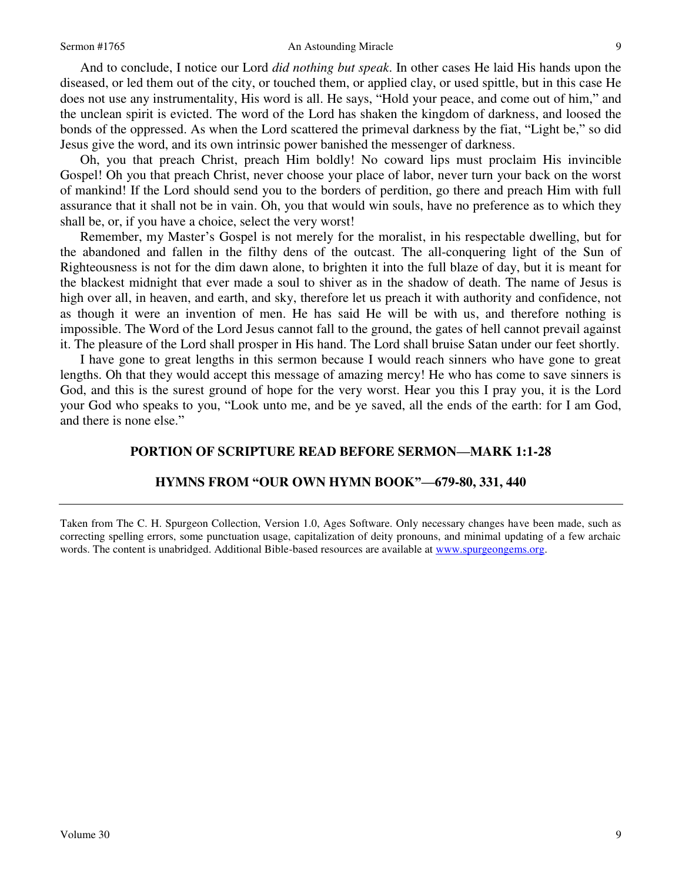And to conclude, I notice our Lord *did nothing but speak*. In other cases He laid His hands upon the diseased, or led them out of the city, or touched them, or applied clay, or used spittle, but in this case He does not use any instrumentality, His word is all. He says, "Hold your peace, and come out of him," and the unclean spirit is evicted. The word of the Lord has shaken the kingdom of darkness, and loosed the bonds of the oppressed. As when the Lord scattered the primeval darkness by the fiat, "Light be," so did Jesus give the word, and its own intrinsic power banished the messenger of darkness.

Oh, you that preach Christ, preach Him boldly! No coward lips must proclaim His invincible Gospel! Oh you that preach Christ, never choose your place of labor, never turn your back on the worst of mankind! If the Lord should send you to the borders of perdition, go there and preach Him with full assurance that it shall not be in vain. Oh, you that would win souls, have no preference as to which they shall be, or, if you have a choice, select the very worst!

Remember, my Master's Gospel is not merely for the moralist, in his respectable dwelling, but for the abandoned and fallen in the filthy dens of the outcast. The all-conquering light of the Sun of Righteousness is not for the dim dawn alone, to brighten it into the full blaze of day, but it is meant for the blackest midnight that ever made a soul to shiver as in the shadow of death. The name of Jesus is high over all, in heaven, and earth, and sky, therefore let us preach it with authority and confidence, not as though it were an invention of men. He has said He will be with us, and therefore nothing is impossible. The Word of the Lord Jesus cannot fall to the ground, the gates of hell cannot prevail against it. The pleasure of the Lord shall prosper in His hand. The Lord shall bruise Satan under our feet shortly.

I have gone to great lengths in this sermon because I would reach sinners who have gone to great lengths. Oh that they would accept this message of amazing mercy! He who has come to save sinners is God, and this is the surest ground of hope for the very worst. Hear you this I pray you, it is the Lord your God who speaks to you, "Look unto me, and be ye saved, all the ends of the earth: for I am God, and there is none else."

**PORTION OF SCRIPTURE READ BEFORE SERMON—MARK 1:1-28**

**HYMNS FROM "OUR OWN HYMN BOOK"—679-80, 331, 440**

---

Taken from The C. H. Spurgeon Collection, Version 1.0, Ages Software. Only necessary changes have been made, such as correcting spelling errors, some punctuation usage, capitalization of deity pronouns, and minimal updating of a few archaic words. The content is unabridged. Additional Bible-based resources are available at www.spurgeongems.org.